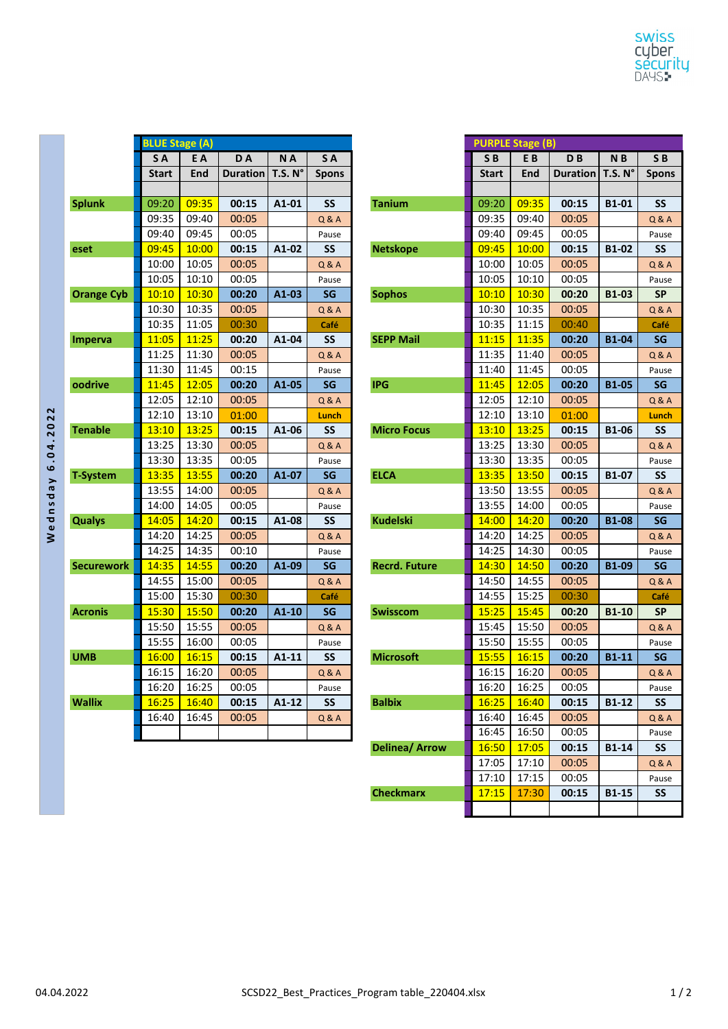Wednesday 6.04.2022

| | BLUE Stage (A) | | | | |
|---|---|---|---|---|---|
| | S A | E A | D A | N A | S A |
| | Start | End | Duration | T.S. N° | Spons |
| Splunk | 09:20 | 09:35 | 00:15 | A1-01 | SS |
| | 09:35 | 09:40 | 00:05 | | Q & A |
| | 09:40 | 09:45 | 00:05 | | Pause |
| eset | 09:45 | 10:00 | 00:15 | A1-02 | SS |
| | 10:00 | 10:05 | 00:05 | | Q & A |
| | 10:05 | 10:10 | 00:05 | | Pause |
| Orange Cyb | 10:10 | 10:30 | 00:20 | A1-03 | SG |
| | 10:30 | 10:35 | 00:05 | | Q & A |
| | 10:35 | 11:05 | 00:30 | | Café |
| Imperva | 11:05 | 11:25 | 00:20 | A1-04 | SS |
| | 11:25 | 11:30 | 00:05 | | Q & A |
| | 11:30 | 11:45 | 00:15 | | Pause |
| oodrive | 11:45 | 12:05 | 00:20 | A1-05 | SG |
| | 12:05 | 12:10 | 00:05 | | Q & A |
| | 12:10 | 13:10 | 01:00 | | Lunch |
| Tenable | 13:10 | 13:25 | 00:15 | A1-06 | SS |
| | 13:25 | 13:30 | 00:05 | | Q & A |
| | 13:30 | 13:35 | 00:05 | | Pause |
| T-System | 13:35 | 13:55 | 00:20 | A1-07 | SG |
| | 13:55 | 14:00 | 00:05 | | Q & A |
| | 14:00 | 14:05 | 00:05 | | Pause |
| Qualys | 14:05 | 14:20 | 00:15 | A1-08 | SS |
| | 14:20 | 14:25 | 00:05 | | Q & A |
| | 14:25 | 14:35 | 00:10 | | Pause |
| Securework | 14:35 | 14:55 | 00:20 | A1-09 | SG |
| | 14:55 | 15:00 | 00:05 | | Q & A |
| | 15:00 | 15:30 | 00:30 | | Café |
| Acronis | 15:30 | 15:50 | 00:20 | A1-10 | SG |
| | 15:50 | 15:55 | 00:05 | | Q & A |
| | 15:55 | 16:00 | 00:05 | | Pause |
| UMB | 16:00 | 16:15 | 00:15 | A1-11 | SS |
| | 16:15 | 16:20 | 00:05 | | Q & A |
| | 16:20 | 16:25 | 00:05 | | Pause |
| Wallix | 16:25 | 16:40 | 00:15 | A1-12 | SS |
| | 16:40 | 16:45 | 00:05 | | Q & A |

| | PURPLE Stage (B) | | | | |
|---|---|---|---|---|---|
| | S B | E B | D B | N B | S B |
| | Start | End | Duration | T.S. N° | Spons |
| Tanium | 09:20 | 09:35 | 00:15 | B1-01 | SS |
| | 09:35 | 09:40 | 00:05 | | Q & A |
| | 09:40 | 09:45 | 00:05 | | Pause |
| Netskope | 09:45 | 10:00 | 00:15 | B1-02 | SS |
| | 10:00 | 10:05 | 00:05 | | Q & A |
| | 10:05 | 10:10 | 00:05 | | Pause |
| Sophos | 10:10 | 10:30 | 00:20 | B1-03 | SP |
| | 10:30 | 10:35 | 00:05 | | Q & A |
| | 10:35 | 11:15 | 00:40 | | Café |
| SEPP Mail | 11:15 | 11:35 | 00:20 | B1-04 | SG |
| | 11:35 | 11:40 | 00:05 | | Q & A |
| | 11:40 | 11:45 | 00:05 | | Pause |
| IPG | 11:45 | 12:05 | 00:20 | B1-05 | SG |
| | 12:05 | 12:10 | 00:05 | | Q & A |
| | 12:10 | 13:10 | 01:00 | | Lunch |
| Micro Focus | 13:10 | 13:25 | 00:15 | B1-06 | SS |
| | 13:25 | 13:30 | 00:05 | | Q & A |
| | 13:30 | 13:35 | 00:05 | | Pause |
| ELCA | 13:35 | 13:50 | 00:15 | B1-07 | SS |
| | 13:50 | 13:55 | 00:05 | | Q & A |
| | 13:55 | 14:00 | 00:05 | | Pause |
| Kudelski | 14:00 | 14:20 | 00:20 | B1-08 | SG |
| | 14:20 | 14:25 | 00:05 | | Q & A |
| | 14:25 | 14:30 | 00:05 | | Pause |
| Recrd. Future | 14:30 | 14:50 | 00:20 | B1-09 | SG |
| | 14:50 | 14:55 | 00:05 | | Q & A |
| | 14:55 | 15:25 | 00:30 | | Café |
| Swisscom | 15:25 | 15:45 | 00:20 | B1-10 | SP |
| | 15:45 | 15:50 | 00:05 | | Q & A |
| | 15:50 | 15:55 | 00:05 | | Pause |
| Microsoft | 15:55 | 16:15 | 00:20 | B1-11 | SG |
| | 16:15 | 16:20 | 00:05 | | Q & A |
| | 16:20 | 16:25 | 00:05 | | Pause |
| Balbix | 16:25 | 16:40 | 00:15 | B1-12 | SS |
| | 16:40 | 16:45 | 00:05 | | Q & A |
| | 16:45 | 16:50 | 00:05 | | Pause |
| Delinea/ Arrow | 16:50 | 17:05 | 00:15 | B1-14 | SS |
| | 17:05 | 17:10 | 00:05 | | Q & A |
| | 17:10 | 17:15 | 00:05 | | Pause |
| Checkmarx | 17:15 | 17:30 | 00:15 | B1-15 | SS |

04.04.2022 SCSD22_Best_Practices_Program table_220404.xlsx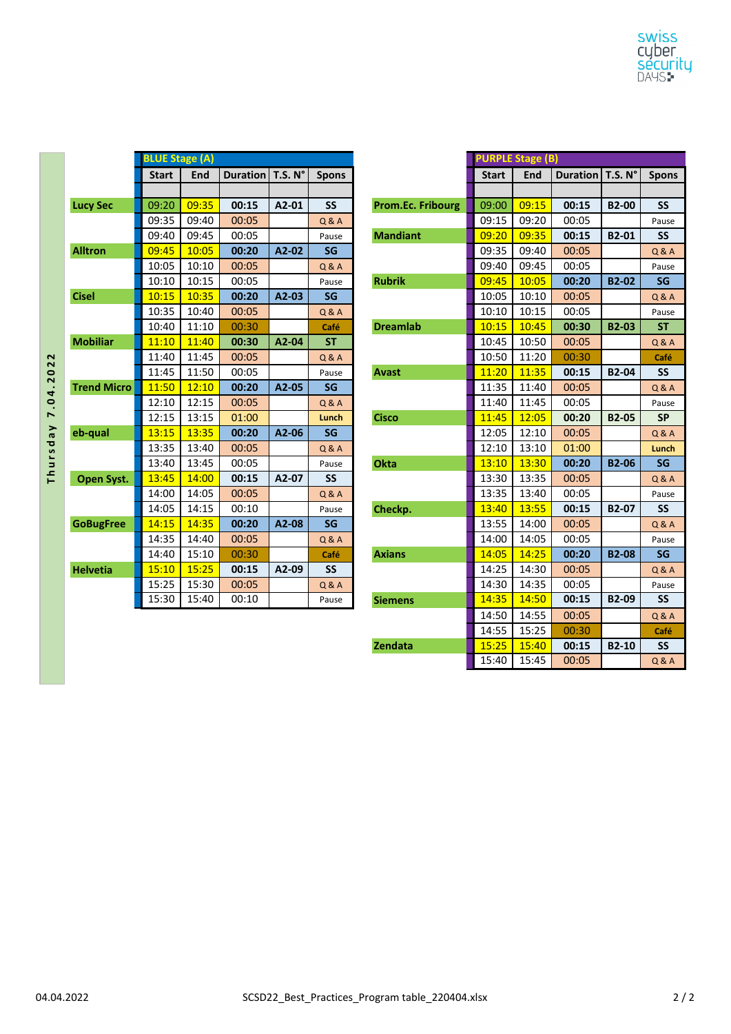Thursday 7.04.2022

| | BLUE Stage (A) | | | | |
|---|---|---|---|---|---|
| | Start | End | Duration | T.S. N° | Spons |
| Lucy Sec | 09:20 | 09:35 | 00:15 | A2-01 | SS |
| | 09:35 | 09:40 | 00:05 | | Q & A |
| | 09:40 | 09:45 | 00:05 | | Pause |
| Alltron | 09:45 | 10:05 | 00:20 | A2-02 | SG |
| | 10:05 | 10:10 | 00:05 | | Q & A |
| | 10:10 | 10:15 | 00:05 | | Pause |
| Cisel | 10:15 | 10:35 | 00:20 | A2-03 | SG |
| | 10:35 | 10:40 | 00:05 | | Q & A |
| | 10:40 | 11:10 | 00:30 | | Café |
| Mobiliar | 11:10 | 11:40 | 00:30 | A2-04 | ST |
| | 11:40 | 11:45 | 00:05 | | Q & A |
| | 11:45 | 11:50 | 00:05 | | Pause |
| Trend Micro | 11:50 | 12:10 | 00:20 | A2-05 | SG |
| | 12:10 | 12:15 | 00:05 | | Q & A |
| | 12:15 | 13:15 | 01:00 | | Lunch |
| eb-qual | 13:15 | 13:35 | 00:20 | A2-06 | SG |
| | 13:35 | 13:40 | 00:05 | | Q & A |
| | 13:40 | 13:45 | 00:05 | | Pause |
| Open Syst. | 13:45 | 14:00 | 00:15 | A2-07 | SS |
| | 14:00 | 14:05 | 00:05 | | Q & A |
| | 14:05 | 14:15 | 00:10 | | Pause |
| GoBugFree | 14:15 | 14:35 | 00:20 | A2-08 | SG |
| | 14:35 | 14:40 | 00:05 | | Q & A |
| | 14:40 | 15:10 | 00:30 | | Café |
| Helvetia | 15:10 | 15:25 | 00:15 | A2-09 | SS |
| | 15:25 | 15:30 | 00:05 | | Q & A |
| | 15:30 | 15:40 | 00:10 | | Pause |

| | PURPLE Stage (B) | | | | |
|---|---|---|---|---|---|
| | Start | End | Duration | T.S. N° | Spons |
| Prom.Ec. Fribourg | 09:00 | 09:15 | 00:15 | B2-00 | SS |
| | 09:15 | 09:20 | 00:05 | | Pause |
| Mandiant | 09:20 | 09:35 | 00:15 | B2-01 | SS |
| | 09:35 | 09:40 | 00:05 | | Q & A |
| | 09:40 | 09:45 | 00:05 | | Pause |
| Rubrik | 09:45 | 10:05 | 00:20 | B2-02 | SG |
| | 10:05 | 10:10 | 00:05 | | Q & A |
| | 10:10 | 10:15 | 00:05 | | Pause |
| Dreamlab | 10:15 | 10:45 | 00:30 | B2-03 | ST |
| | 10:45 | 10:50 | 00:05 | | Q & A |
| | 10:50 | 11:20 | 00:30 | | Café |
| Avast | 11:20 | 11:35 | 00:15 | B2-04 | SS |
| | 11:35 | 11:40 | 00:05 | | Q & A |
| | 11:40 | 11:45 | 00:05 | | Pause |
| Cisco | 11:45 | 12:05 | 00:20 | B2-05 | SP |
| | 12:05 | 12:10 | 00:05 | | Q & A |
| | 12:10 | 13:10 | 01:00 | | Lunch |
| Okta | 13:10 | 13:30 | 00:20 | B2-06 | SG |
| | 13:30 | 13:35 | 00:05 | | Q & A |
| | 13:35 | 13:40 | 00:05 | | Pause |
| Checkp. | 13:40 | 13:55 | 00:15 | B2-07 | SS |
| | 13:55 | 14:00 | 00:05 | | Q & A |
| | 14:00 | 14:05 | 00:05 | | Pause |
| Axians | 14:05 | 14:25 | 00:20 | B2-08 | SG |
| | 14:25 | 14:30 | 00:05 | | Q & A |
| | 14:30 | 14:35 | 00:05 | | Pause |
| Siemens | 14:35 | 14:50 | 00:15 | B2-09 | SS |
| | 14:50 | 14:55 | 00:05 | | Q & A |
| | 14:55 | 15:25 | 00:30 | | Café |
| Zendata | 15:25 | 15:40 | 00:15 | B2-10 | SS |
| | 15:40 | 15:45 | 00:05 | | Q & A |